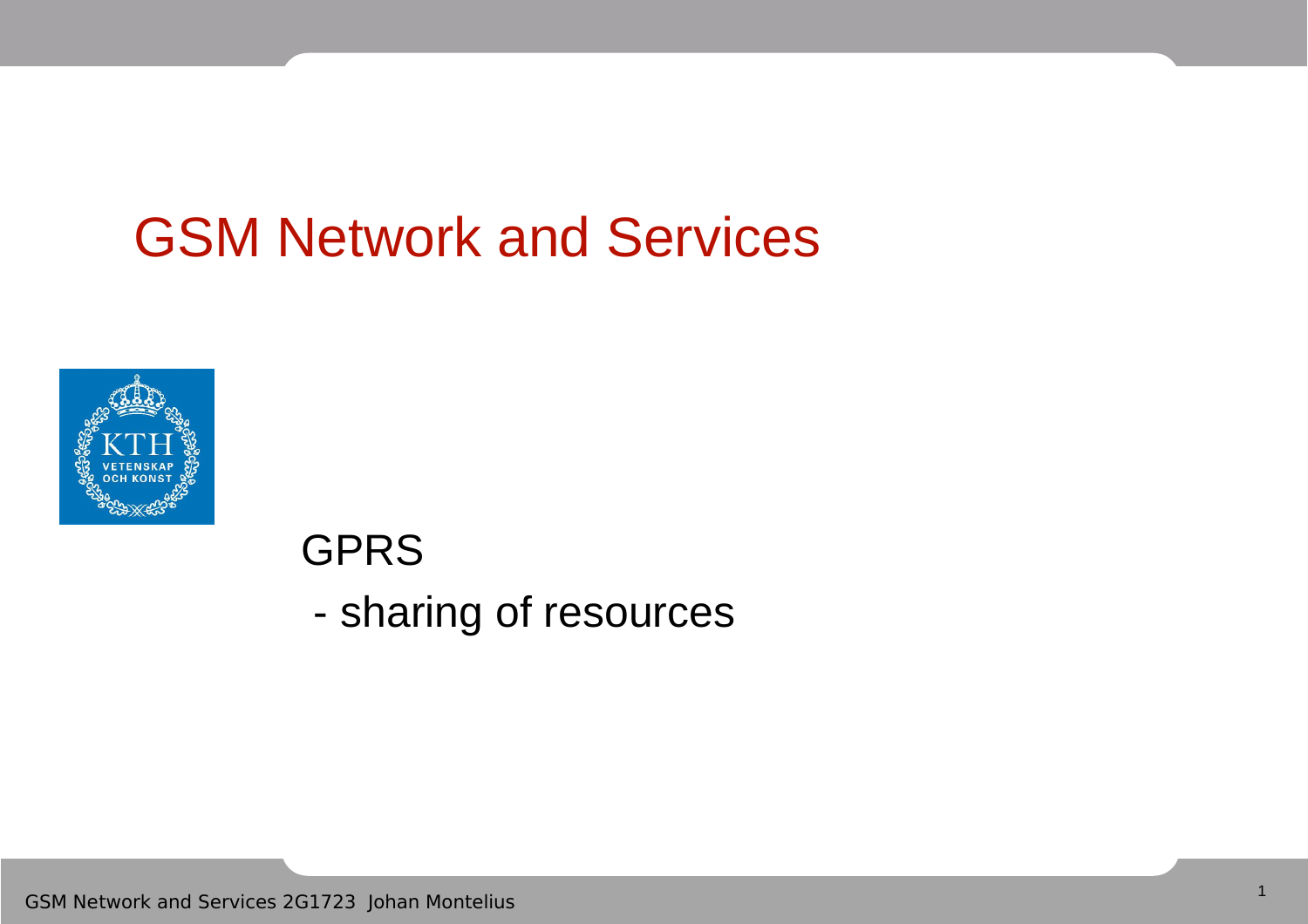# GSM Network and Services

GPRS

- sharing of resources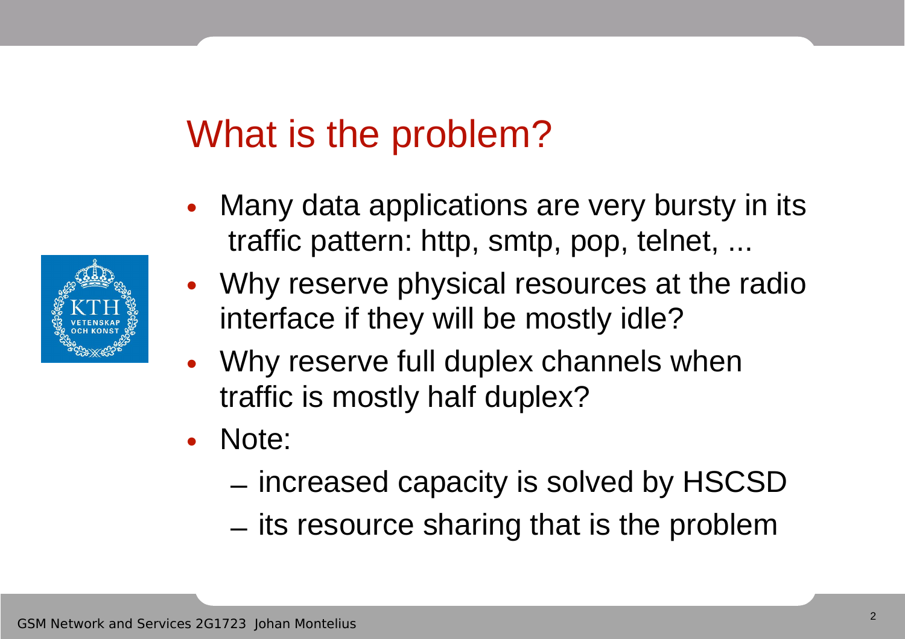# What is the problem?

- Many data applications are very bursty in its traffic pattern: http, smtp, pop, telnet, ...
- Why reserve physical resources at the radio interface if they will be mostly idle?
- Why reserve full duplex channels when traffic is mostly half duplex?
- Note:
  - increased capacity is solved by HSCSD
  - its resource sharing that is the problem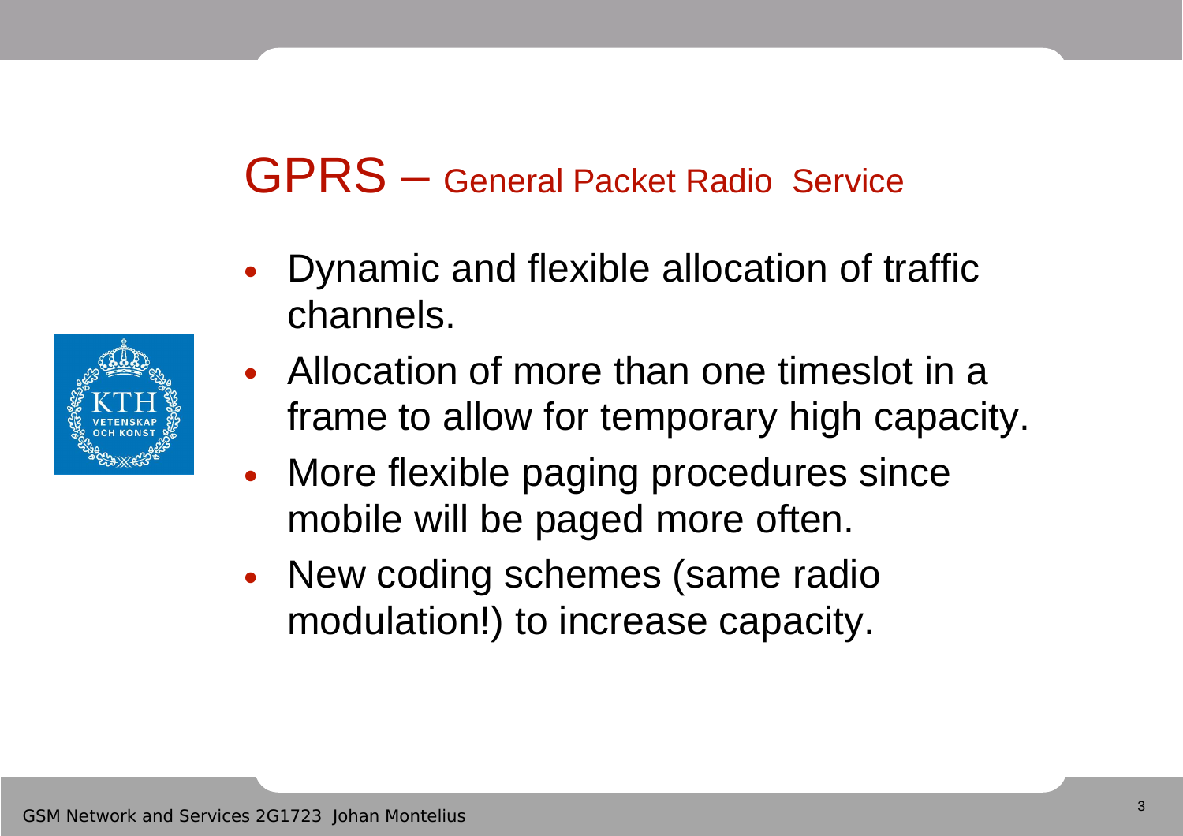# GPRS – General Packet Radio Service

- Dynamic and flexible allocation of traffic channels.
- Allocation of more than one timeslot in a frame to allow for temporary high capacity.
- More flexible paging procedures since mobile will be paged more often.
- New coding schemes (same radio modulation!) to increase capacity.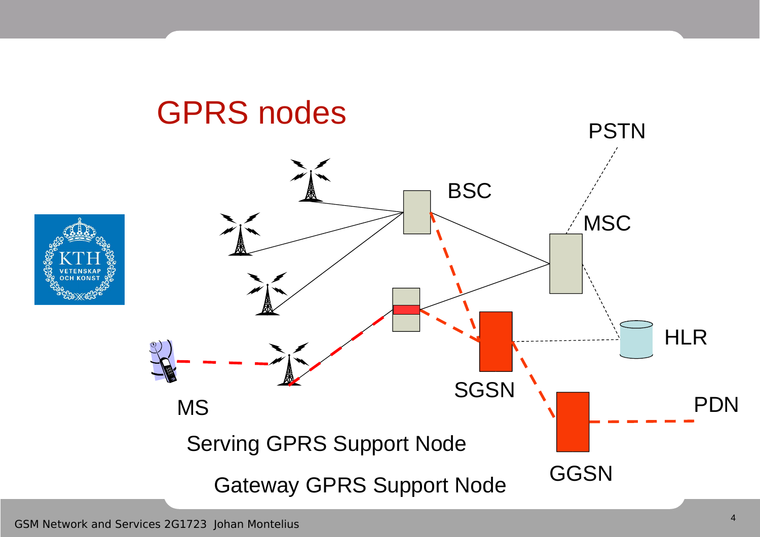# GPRS nodes

PSTN

BSC

MSC

HLR

SGSN

MS

PDN

GGSN

Serving GPRS Support Node

Gateway GPRS Support Node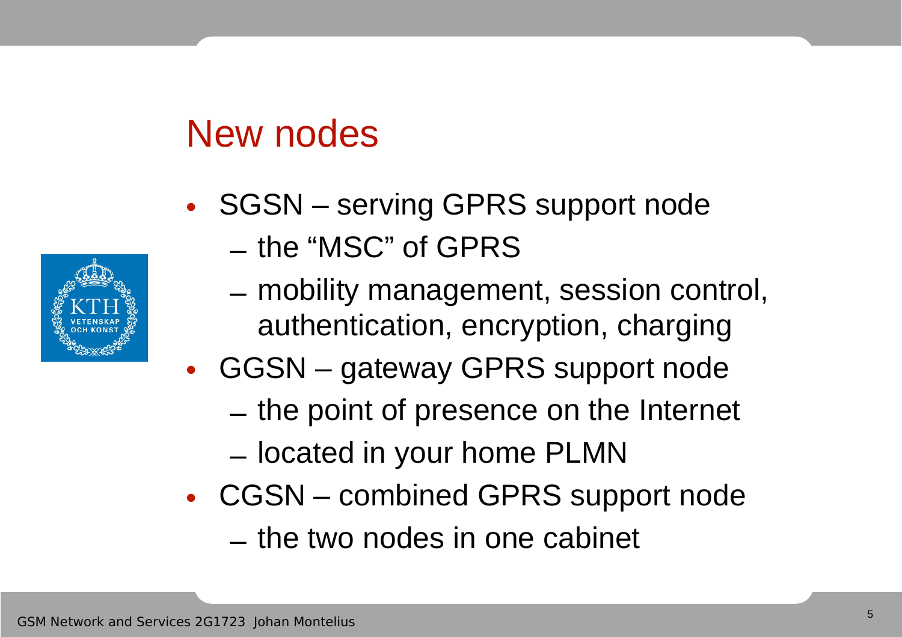# New nodes

- SGSN – serving GPRS support node
  - the “MSC” of GPRS
  - mobility management, session control, authentication, encryption, charging
- GGSN – gateway GPRS support node
  - the point of presence on the Internet
  - located in your home PLMN
- CGSN – combined GPRS support node
  - the two nodes in one cabinet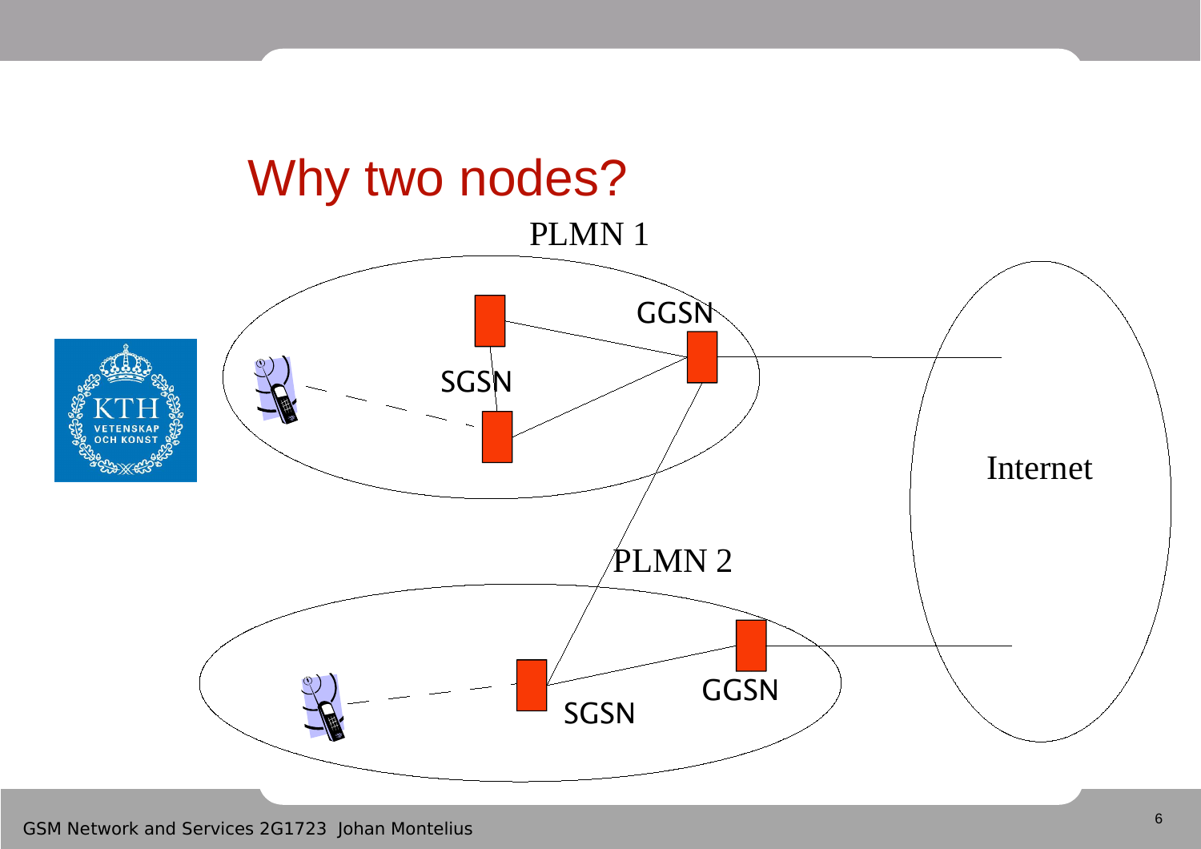# Why two nodes?

PLMN 1

GGSN

SGSN

Internet

PLMN 2

SGSN

GGSN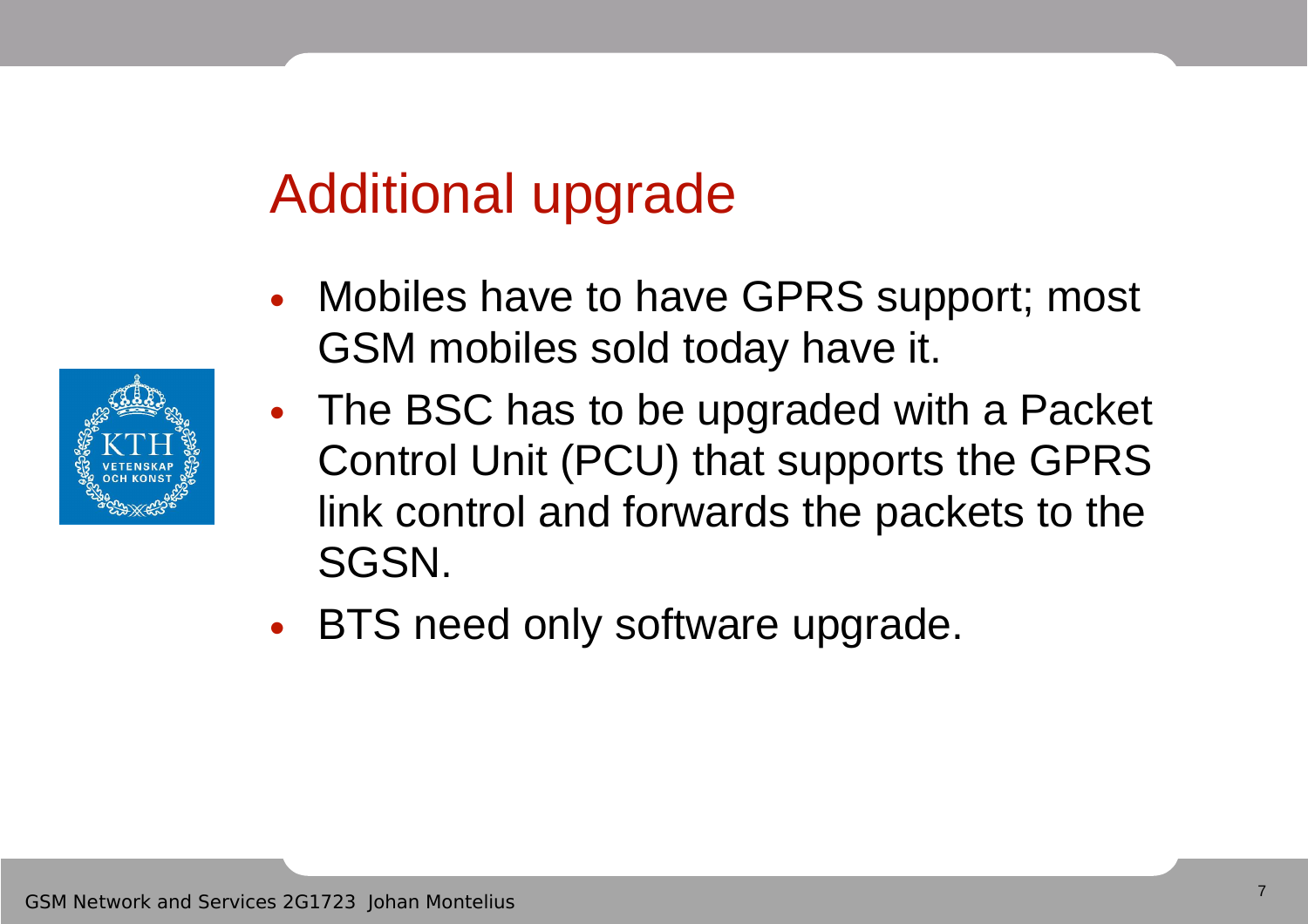# Additional upgrade

- Mobiles have to have GPRS support; most GSM mobiles sold today have it.
- The BSC has to be upgraded with a Packet Control Unit (PCU) that supports the GPRS link control and forwards the packets to the SGSN.
- BTS need only software upgrade.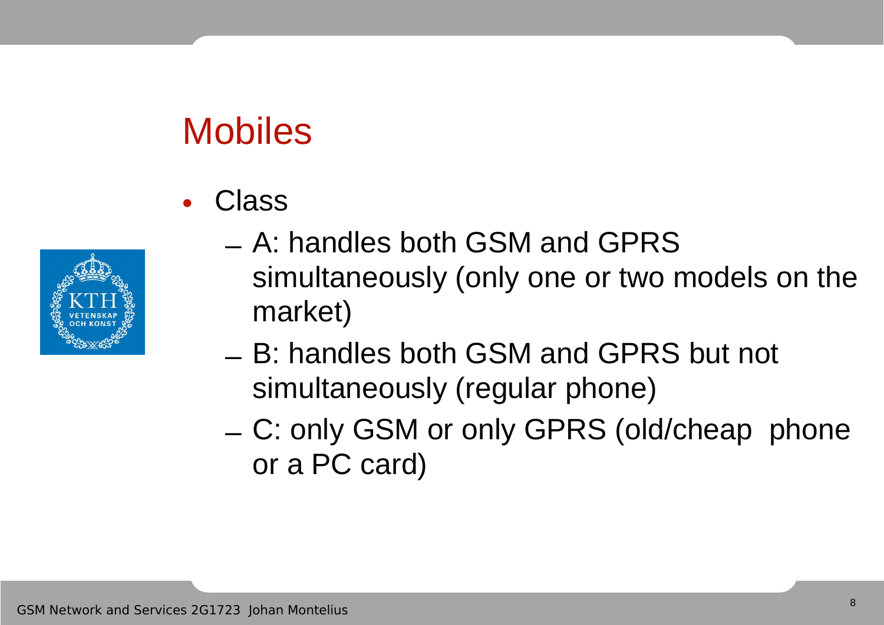# Mobiles

- Class
  - A: handles both GSM and GPRS simultaneously (only one or two models on the market)
  - B: handles both GSM and GPRS but not simultaneously (regular phone)
  - C: only GSM or only GPRS (old/cheap phone or a PC card)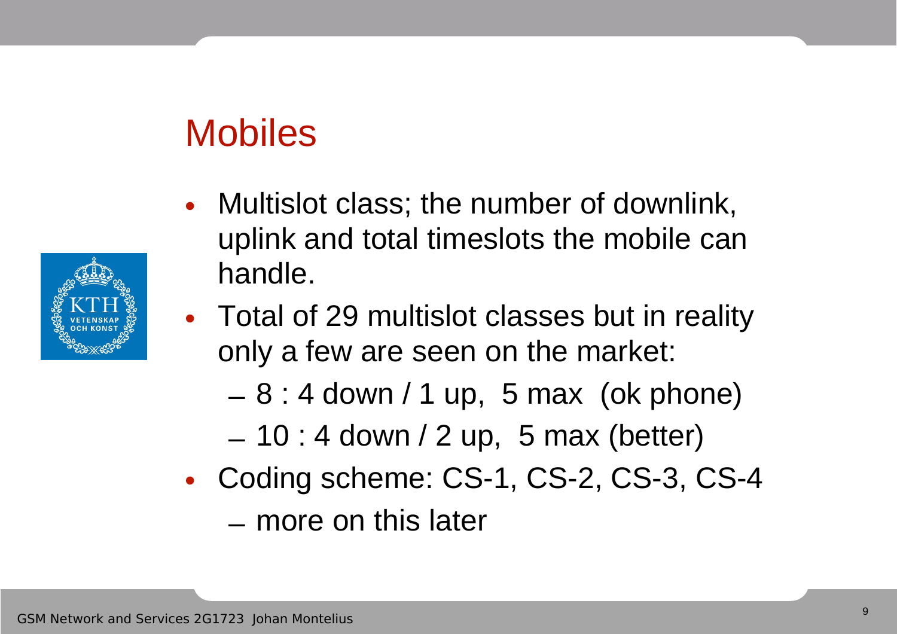# Mobiles

- Multislot class; the number of downlink, uplink and total timeslots the mobile can handle.
- Total of 29 multislot classes but in reality only a few are seen on the market:
  - 8 : 4 down / 1 up, 5 max (ok phone)
  - 10 : 4 down / 2 up, 5 max (better)
- Coding scheme: CS-1, CS-2, CS-3, CS-4
  - more on this later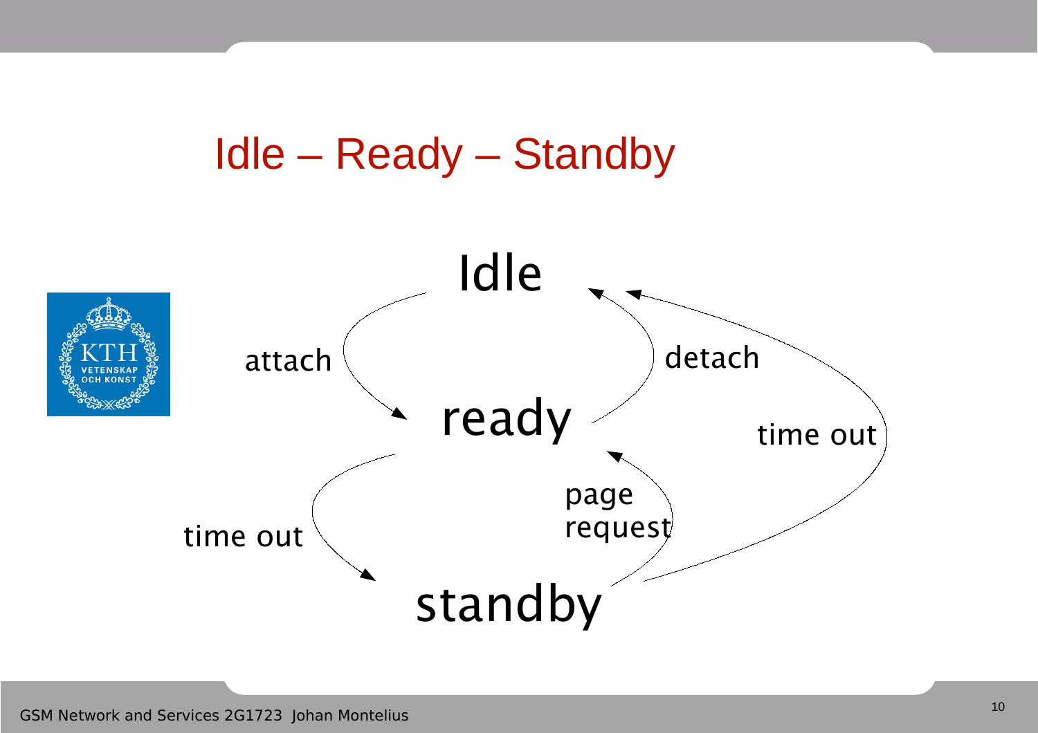# Idle – Ready – Standby

Idle

attach

detach

ready

time out

page request

time out

standby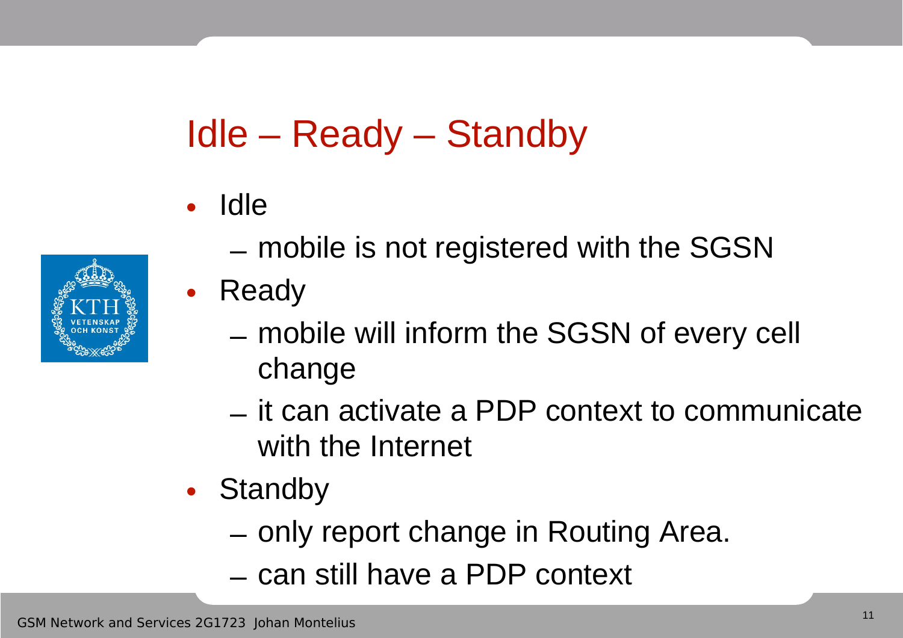# Idle – Ready – Standby

- Idle
  - mobile is not registered with the SGSN
- Ready
  - mobile will inform the SGSN of every cell change
  - it can activate a PDP context to communicate with the Internet
- Standby
  - only report change in Routing Area.
  - can still have a PDP context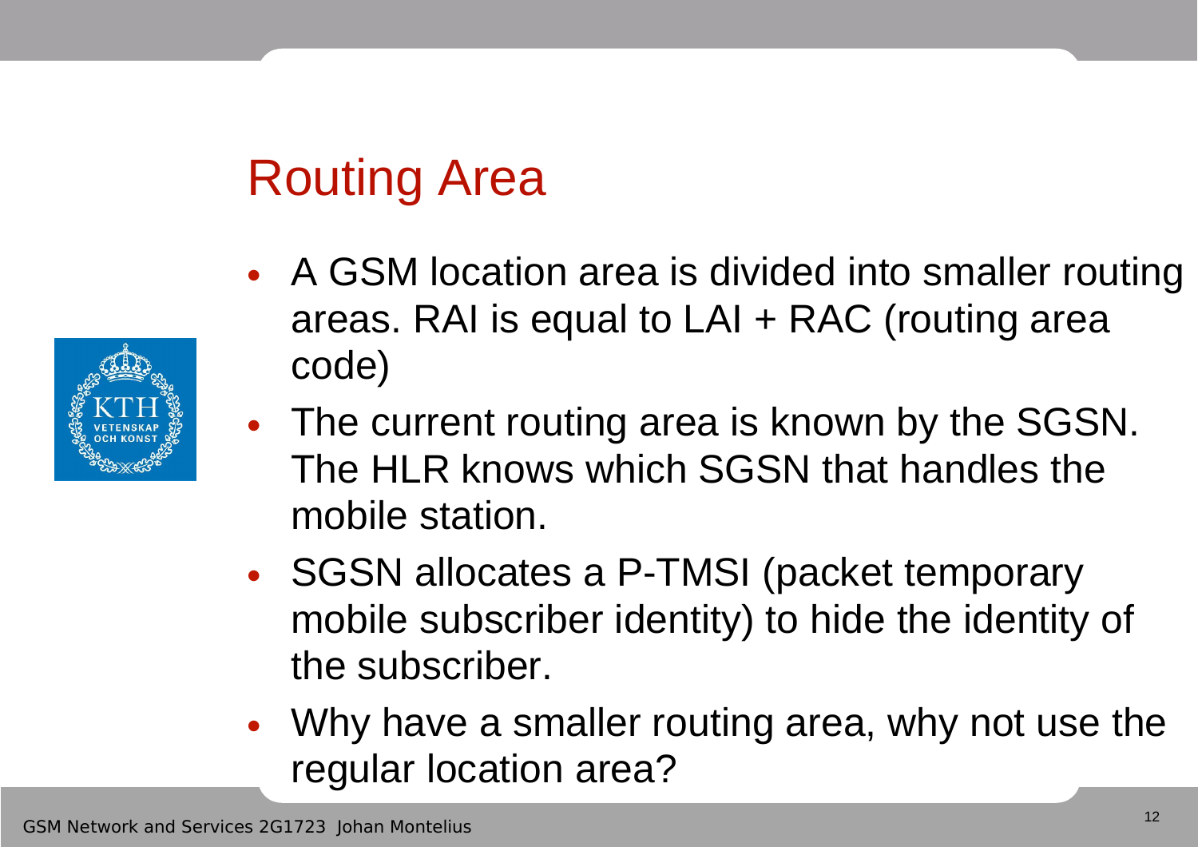# Routing Area

- A GSM location area is divided into smaller routing areas. RAI is equal to LAI + RAC (routing area code)
- The current routing area is known by the SGSN. The HLR knows which SGSN that handles the mobile station.
- SGSN allocates a P-TMSI (packet temporary mobile subscriber identity) to hide the identity of the subscriber.
- Why have a smaller routing area, why not use the regular location area?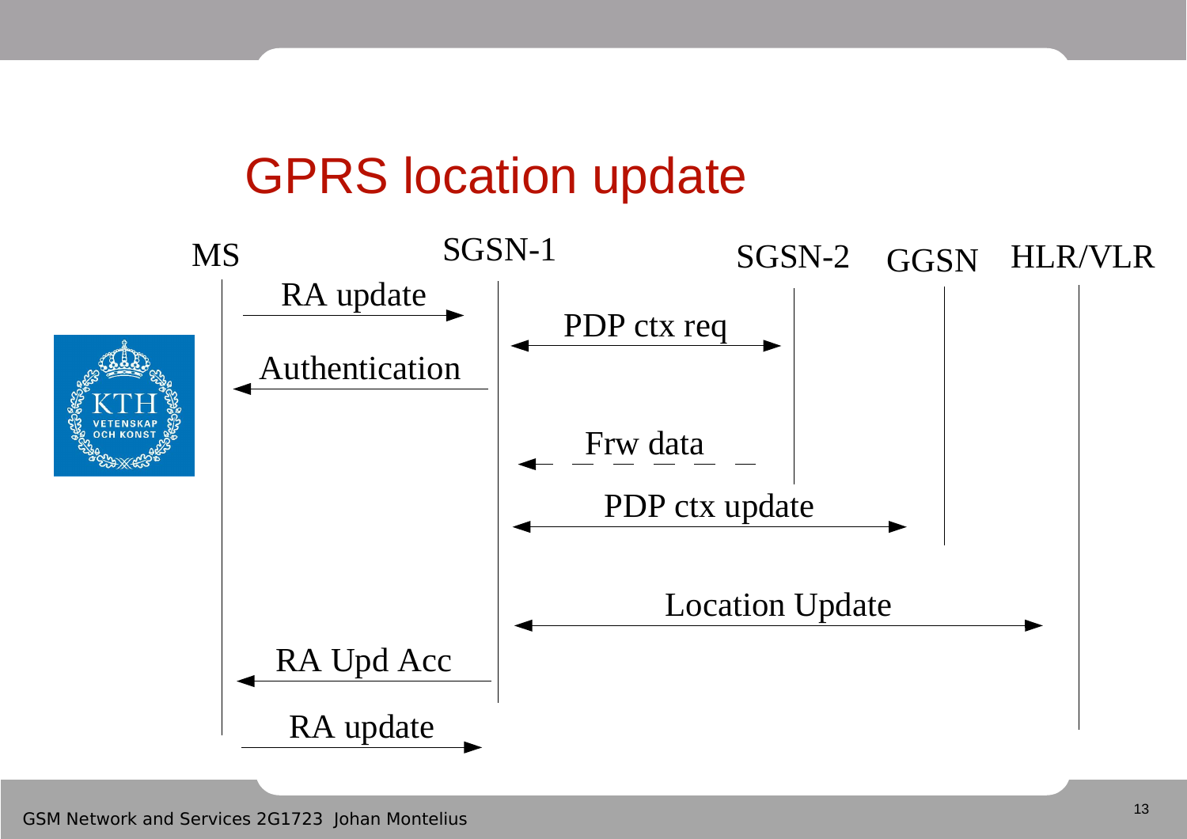# GPRS location update

MS | SGSN-1 | SGSN-2 | GGSN | HLR/VLR

RA update

PDP ctx req

Authentication

Frw data

PDP ctx update

Location Update

RA Upd Acc

RA update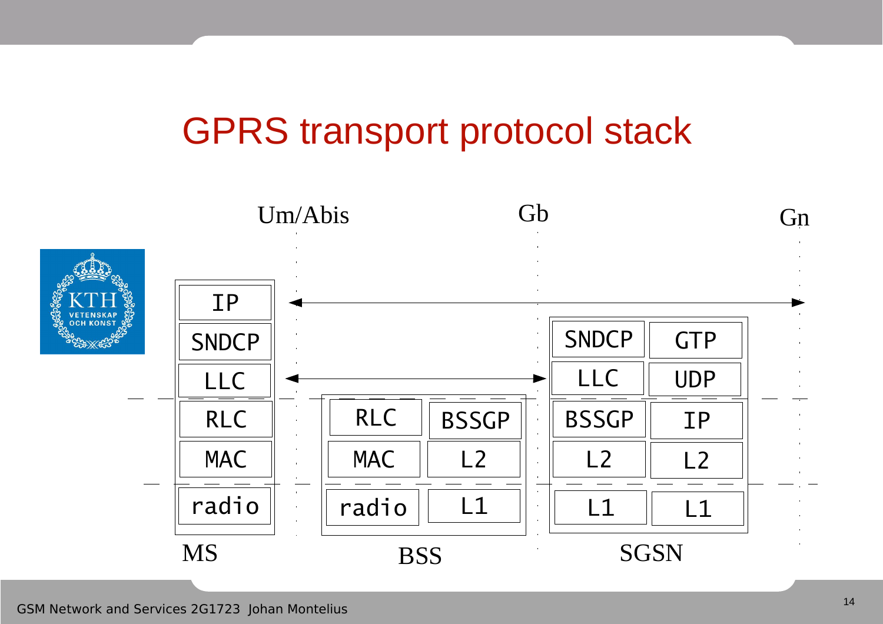# GPRS transport protocol stack

Um/Abis | Gb | Gn

| MS | BSS | | SGSN | |
|---|---|---|---|---|
| IP | | | | |
| SNDCP | | | SNDCP | GTP |
| LLC | | | LLC | UDP |
| RLC | RLC | BSSGP | BSSGP | IP |
| MAC | MAC | L2 | L2 | L2 |
| radio | radio | L1 | L1 | L1 |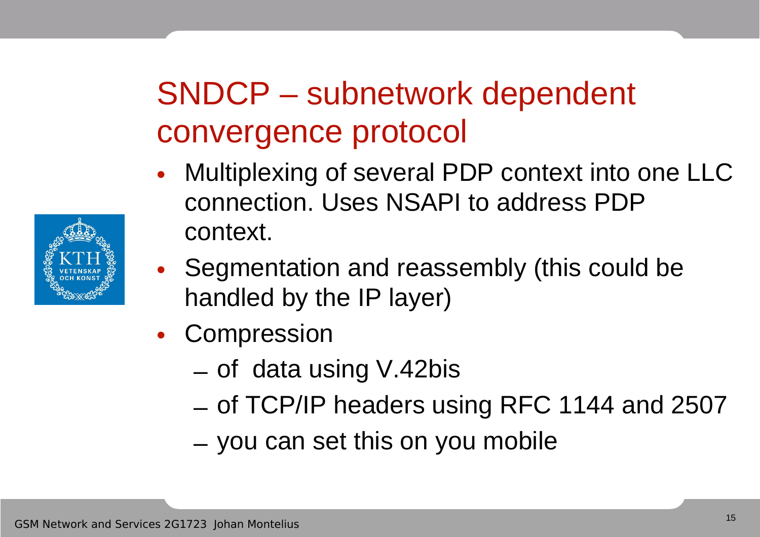# SNDCP – subnetwork dependent convergence protocol

- Multiplexing of several PDP context into one LLC connection. Uses NSAPI to address PDP context.
- Segmentation and reassembly (this could be handled by the IP layer)
- Compression
  - of data using V.42bis
  - of TCP/IP headers using RFC 1144 and 2507
  - you can set this on you mobile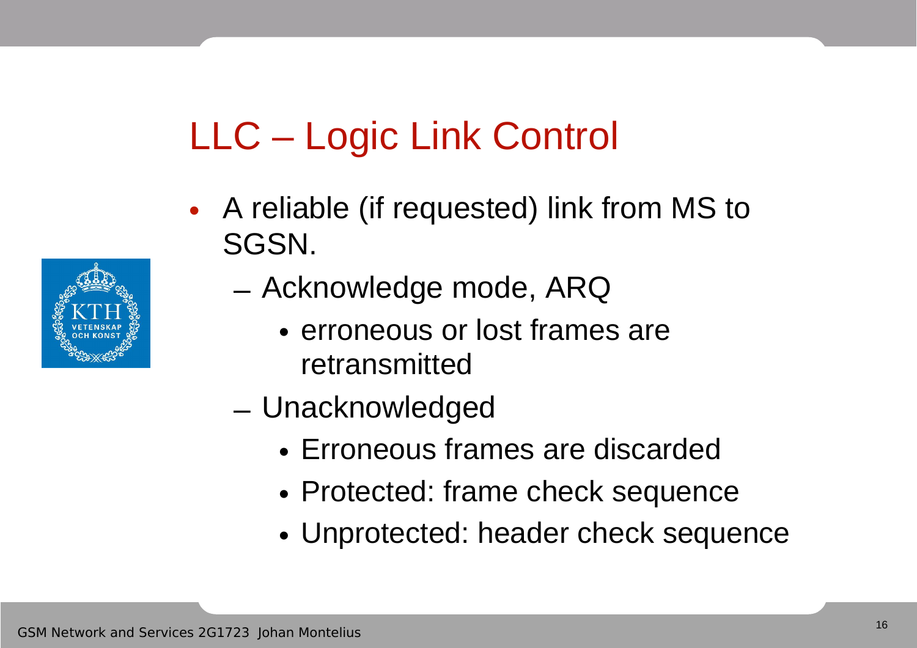# LLC – Logic Link Control

- A reliable (if requested) link from MS to SGSN.
  - Acknowledge mode, ARQ
    - erroneous or lost frames are retransmitted
  - Unacknowledged
    - Erroneous frames are discarded
    - Protected: frame check sequence
    - Unprotected: header check sequence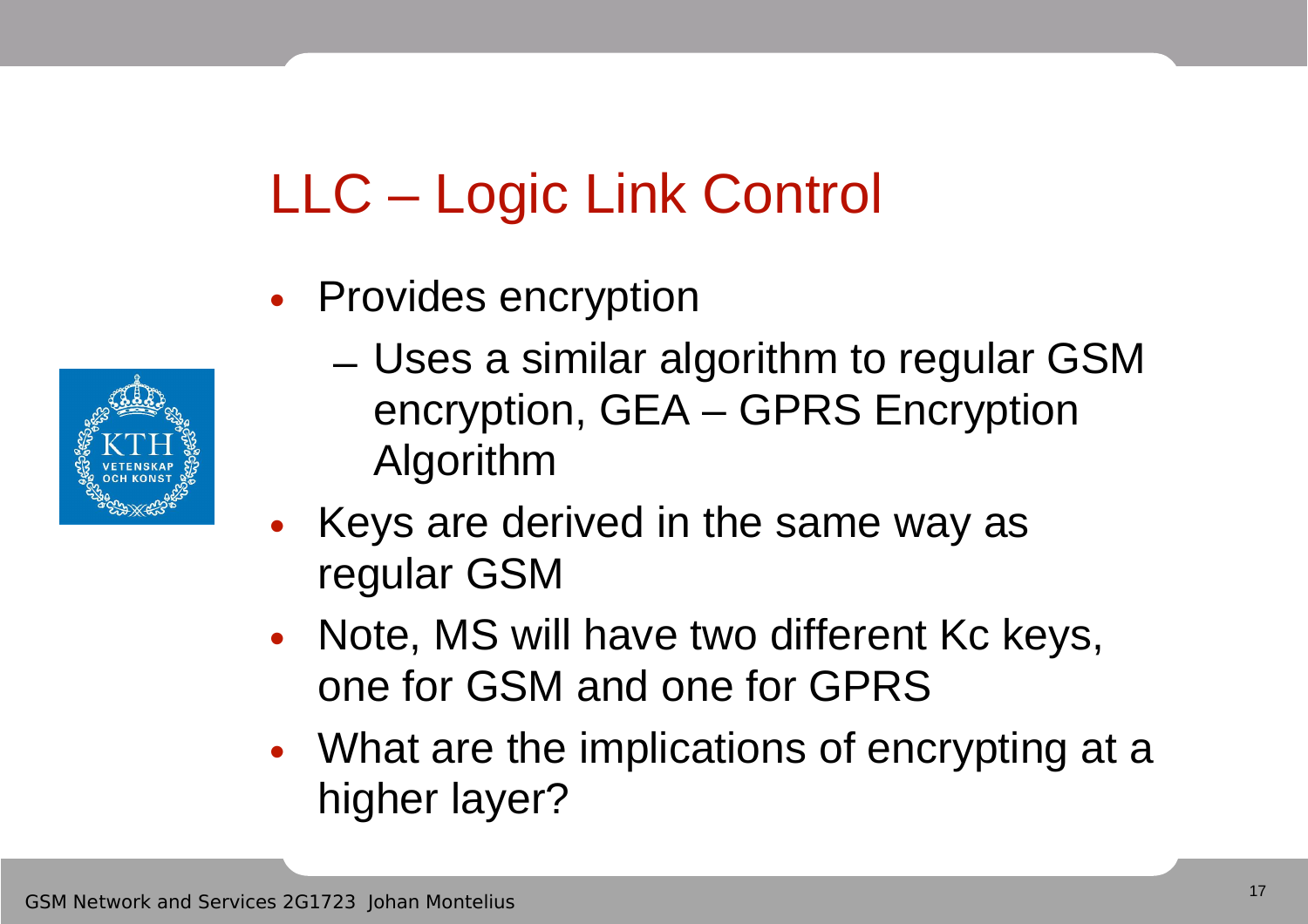# LLC – Logic Link Control

- Provides encryption
  - Uses a similar algorithm to regular GSM encryption, GEA – GPRS Encryption Algorithm
- Keys are derived in the same way as regular GSM
- Note, MS will have two different Kc keys, one for GSM and one for GPRS
- What are the implications of encrypting at a higher layer?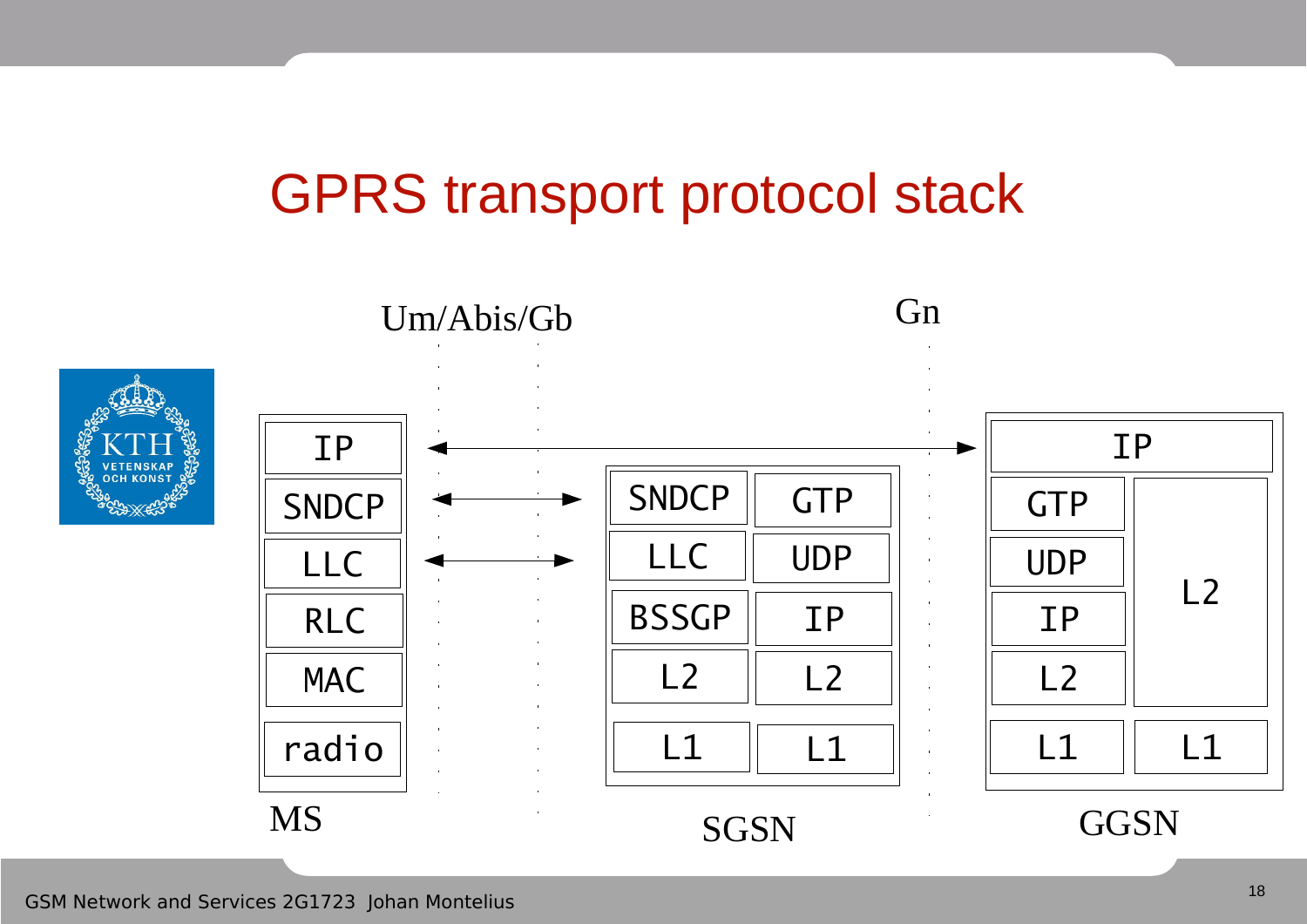# GPRS transport protocol stack

Um/Abis/Gb

Gn

| MS | SGSN | | GGSN | |
|---|---|---|---|---|
| IP | | | IP | |
| SNDCP | SNDCP | GTP | GTP | L2 |
| LLC | LLC | UDP | UDP | |
| RLC | BSSGP | IP | IP | |
| MAC | L2 | L2 | L2 | |
| radio | L1 | L1 | L1 | L1 |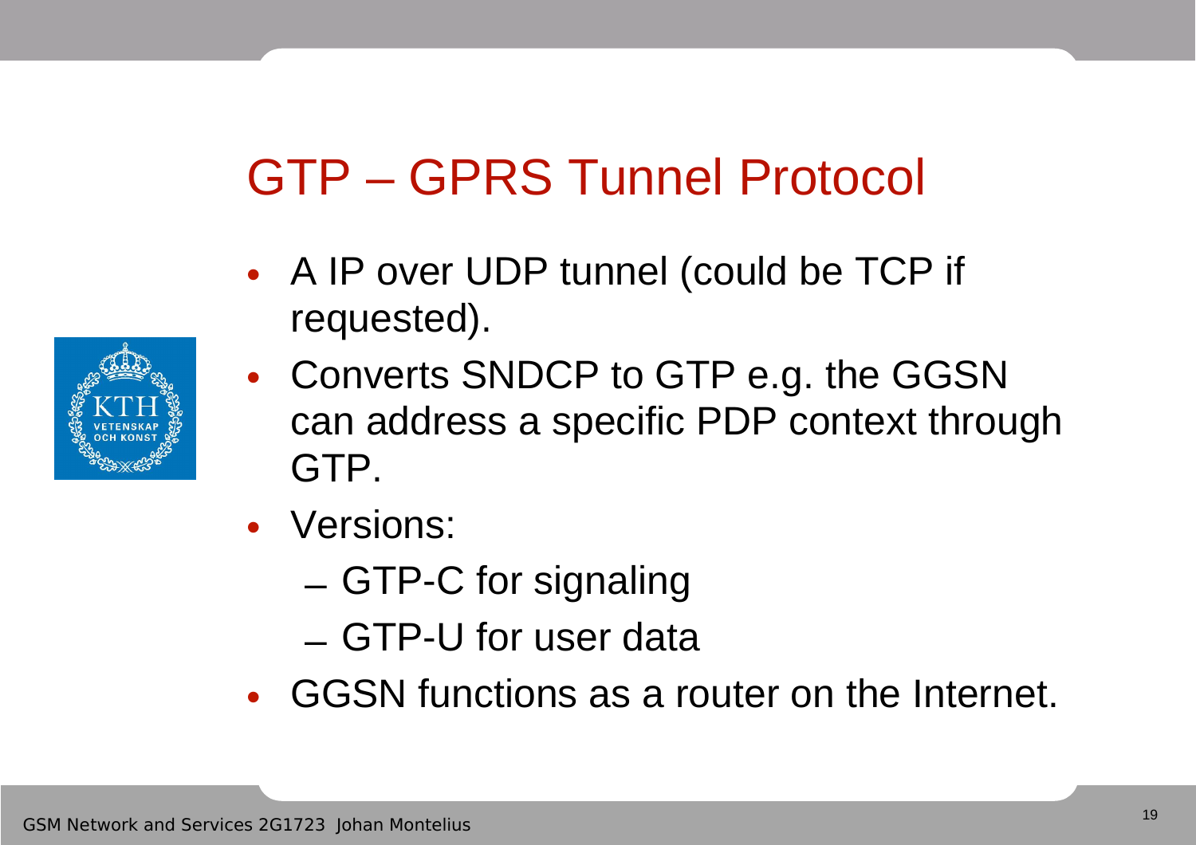# GTP – GPRS Tunnel Protocol

- A IP over UDP tunnel (could be TCP if requested).
- Converts SNDCP to GTP e.g. the GGSN can address a specific PDP context through GTP.
- Versions:
  - GTP-C for signaling
  - GTP-U for user data
- GGSN functions as a router on the Internet.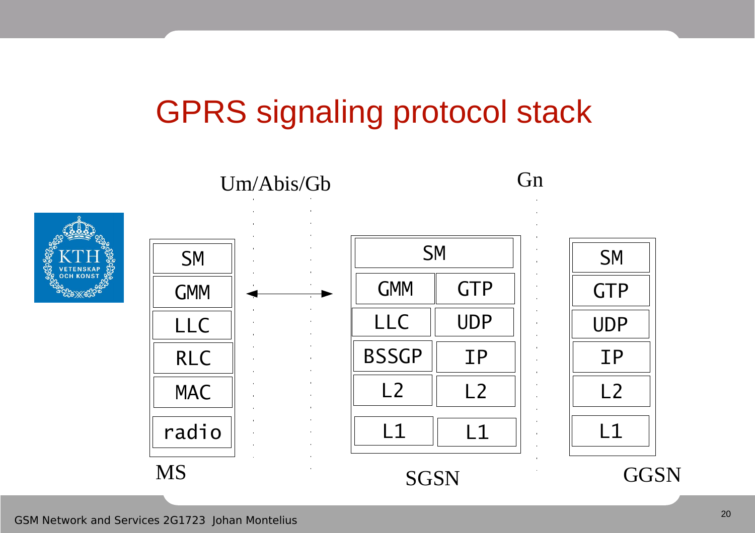# GPRS signaling protocol stack

Um/Abis/Gb                Gn

| MS |
|---|
| SM |
| GMM |
| LLC |
| RLC |
| MAC |
| radio |

| SGSN | |
|---|---|
| SM | |
| GMM | GTP |
| LLC | UDP |
| BSSGP | IP |
| L2 | L2 |
| L1 | L1 |

| GGSN |
|---|
| SM |
| GTP |
| UDP |
| IP |
| L2 |
| L1 |

GSM Network and Services 2G1723 Johan Montelius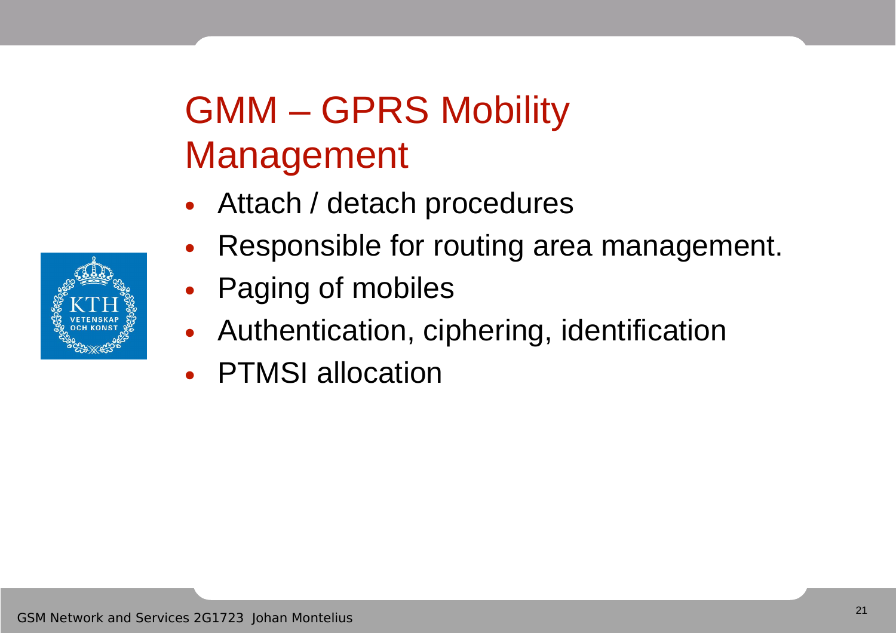# GMM – GPRS Mobility Management

- Attach / detach procedures
- Responsible for routing area management.
- Paging of mobiles
- Authentication, ciphering, identification
- PTMSI allocation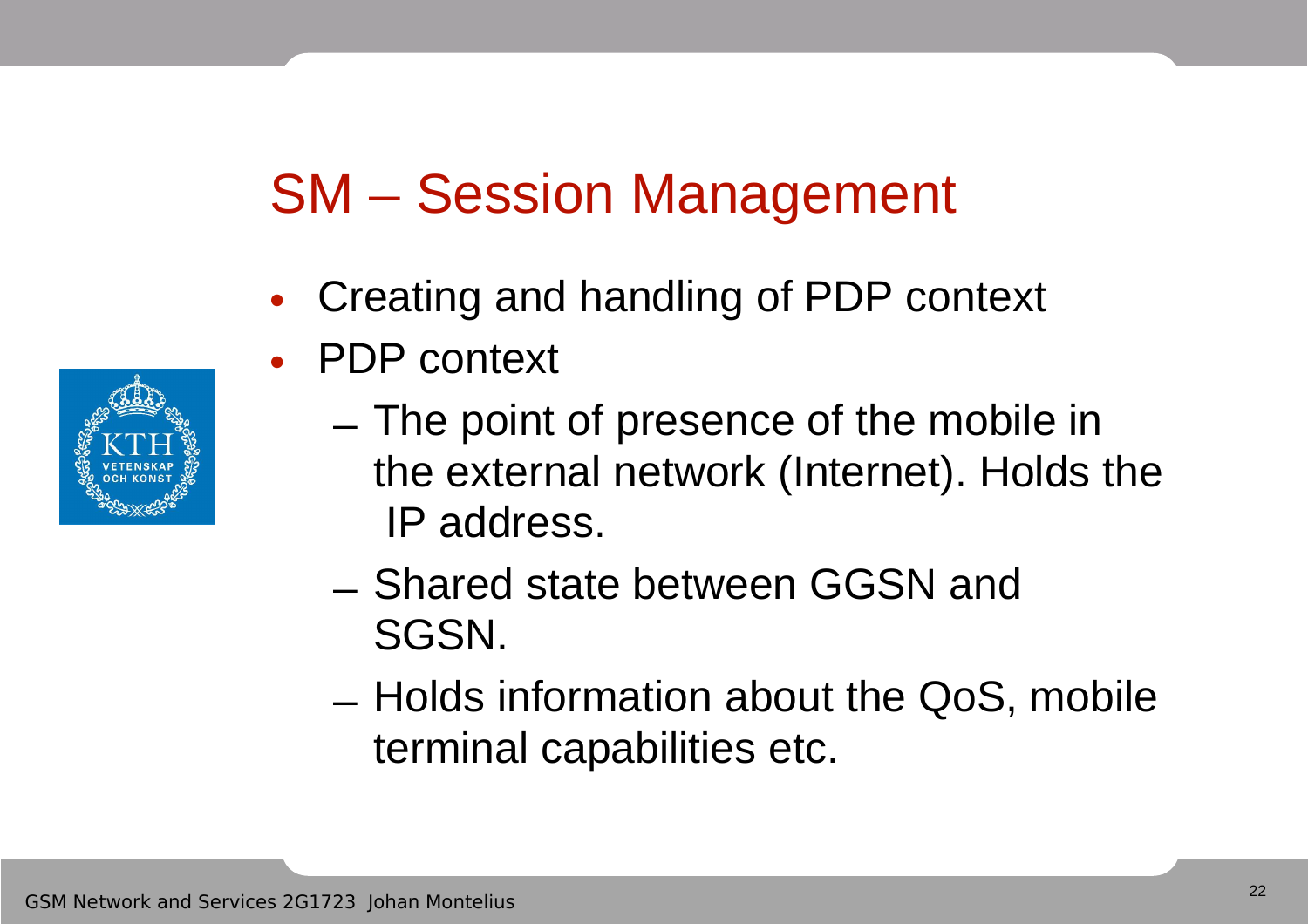# SM – Session Management

- Creating and handling of PDP context
- PDP context
  - The point of presence of the mobile in the external network (Internet). Holds the IP address.
  - Shared state between GGSN and SGSN.
  - Holds information about the QoS, mobile terminal capabilities etc.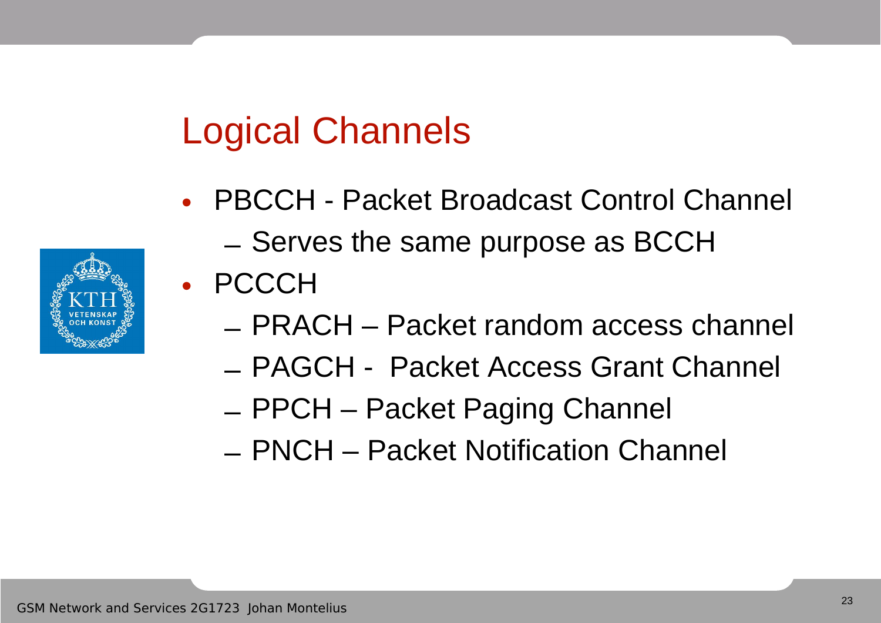# Logical Channels

- PBCCH - Packet Broadcast Control Channel
  - Serves the same purpose as BCCH
- PCCCH
  - PRACH – Packet random access channel
  - PAGCH - Packet Access Grant Channel
  - PPCH – Packet Paging Channel
  - PNCH – Packet Notification Channel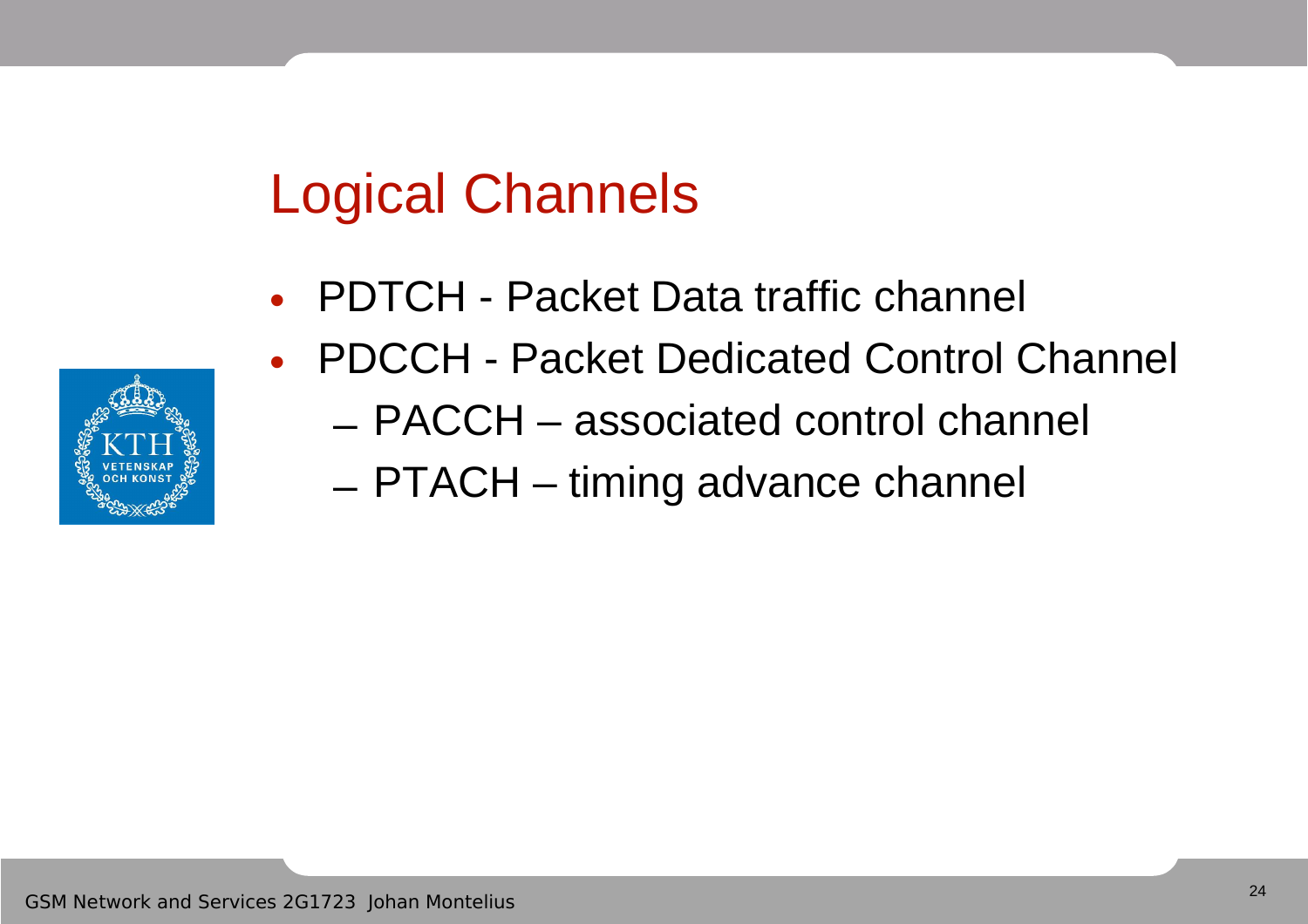# Logical Channels

- PDTCH - Packet Data traffic channel
- PDCCH - Packet Dedicated Control Channel
  - PACCH – associated control channel
  - PTACH – timing advance channel